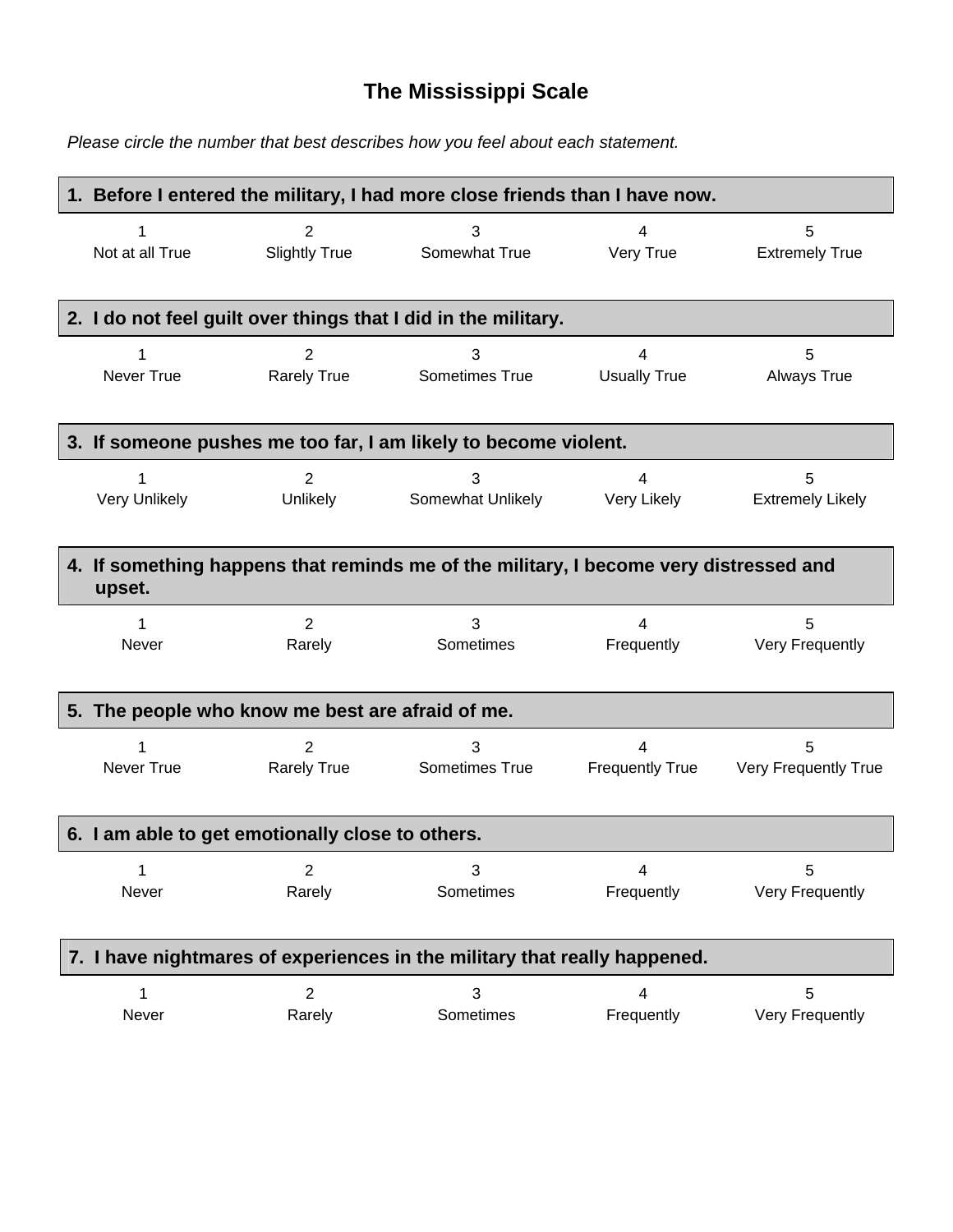# The Mississippi Scale

*Please circle the number that best describes how you feel about each statement.*

**1. Before I entered the military, I had more close friends than I have now.**

| 1 | 2 | 3 | 4 | 5 |
|---|---|---|---|---|
| Not at all True | Slightly True | Somewhat True | Very True | Extremely True |

**2. I do not feel guilt over things that I did in the military.**

| 1 | 2 | 3 | 4 | 5 |
|---|---|---|---|---|
| Never True | Rarely True | Sometimes True | Usually True | Always True |

**3. If someone pushes me too far, I am likely to become violent.**

| 1 | 2 | 3 | 4 | 5 |
|---|---|---|---|---|
| Very Unlikely | Unlikely | Somewhat Unlikely | Very Likely | Extremely Likely |

**4. If something happens that reminds me of the military, I become very distressed and upset.**

| 1 | 2 | 3 | 4 | 5 |
|---|---|---|---|---|
| Never | Rarely | Sometimes | Frequently | Very Frequently |

**5. The people who know me best are afraid of me.**

| 1 | 2 | 3 | 4 | 5 |
|---|---|---|---|---|
| Never True | Rarely True | Sometimes True | Frequently True | Very Frequently True |

**6. I am able to get emotionally close to others.**

| 1 | 2 | 3 | 4 | 5 |
|---|---|---|---|---|
| Never | Rarely | Sometimes | Frequently | Very Frequently |

**7. I have nightmares of experiences in the military that really happened.**

| 1 | 2 | 3 | 4 | 5 |
|---|---|---|---|---|
| Never | Rarely | Sometimes | Frequently | Very Frequently |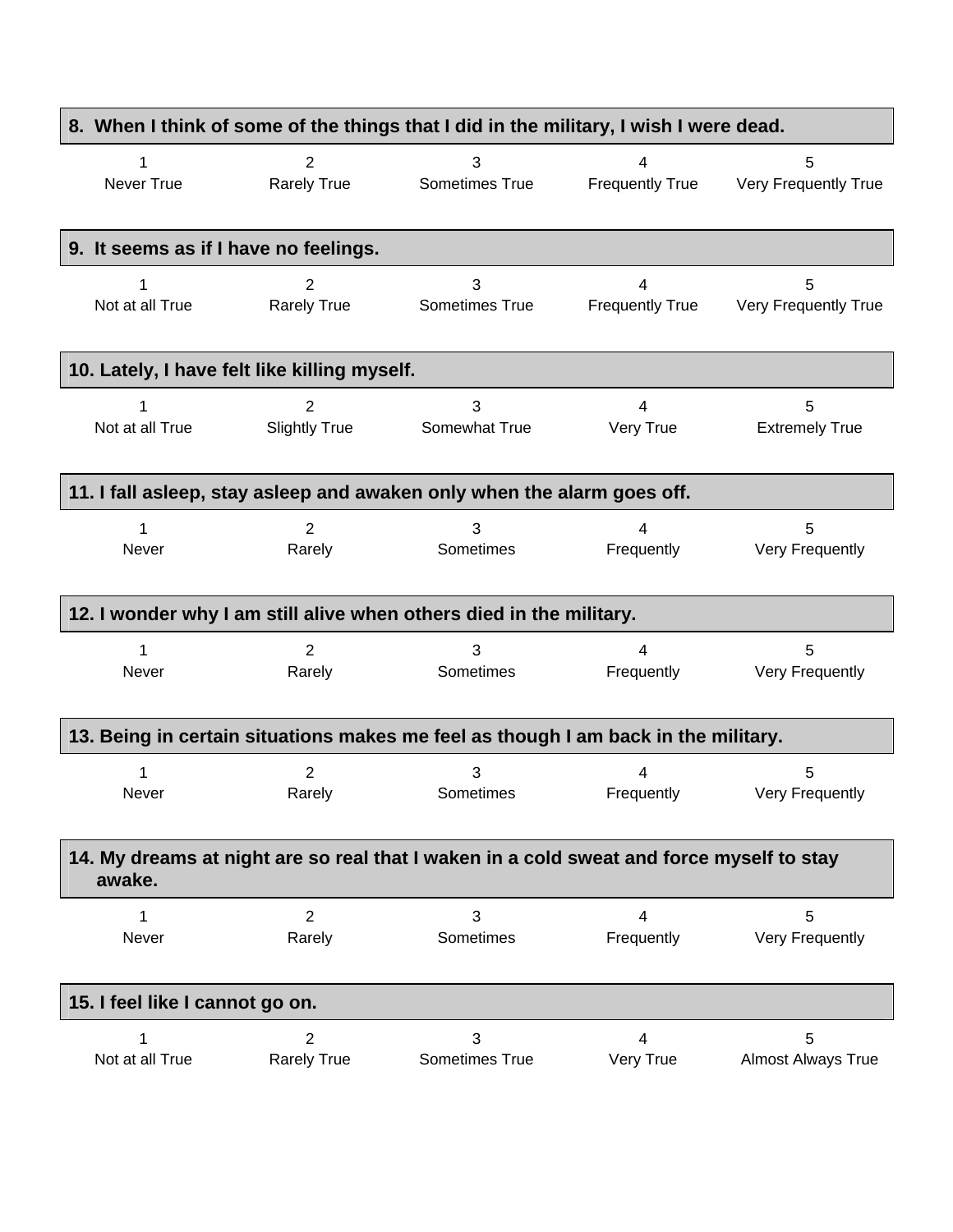**8. When I think of some of the things that I did in the military, I wish I were dead.**

| 1 | 2 | 3 | 4 | 5 |
|---|---|---|---|---|
| Never True | Rarely True | Sometimes True | Frequently True | Very Frequently True |

**9. It seems as if I have no feelings.**

| 1 | 2 | 3 | 4 | 5 |
|---|---|---|---|---|
| Not at all True | Rarely True | Sometimes True | Frequently True | Very Frequently True |

**10. Lately, I have felt like killing myself.**

| 1 | 2 | 3 | 4 | 5 |
|---|---|---|---|---|
| Not at all True | Slightly True | Somewhat True | Very True | Extremely True |

**11. I fall asleep, stay asleep and awaken only when the alarm goes off.**

| 1 | 2 | 3 | 4 | 5 |
|---|---|---|---|---|
| Never | Rarely | Sometimes | Frequently | Very Frequently |

**12. I wonder why I am still alive when others died in the military.**

| 1 | 2 | 3 | 4 | 5 |
|---|---|---|---|---|
| Never | Rarely | Sometimes | Frequently | Very Frequently |

**13. Being in certain situations makes me feel as though I am back in the military.**

| 1 | 2 | 3 | 4 | 5 |
|---|---|---|---|---|
| Never | Rarely | Sometimes | Frequently | Very Frequently |

**14. My dreams at night are so real that I waken in a cold sweat and force myself to stay awake.**

| 1 | 2 | 3 | 4 | 5 |
|---|---|---|---|---|
| Never | Rarely | Sometimes | Frequently | Very Frequently |

**15. I feel like I cannot go on.**

| 1 | 2 | 3 | 4 | 5 |
|---|---|---|---|---|
| Not at all True | Rarely True | Sometimes True | Very True | Almost Always True |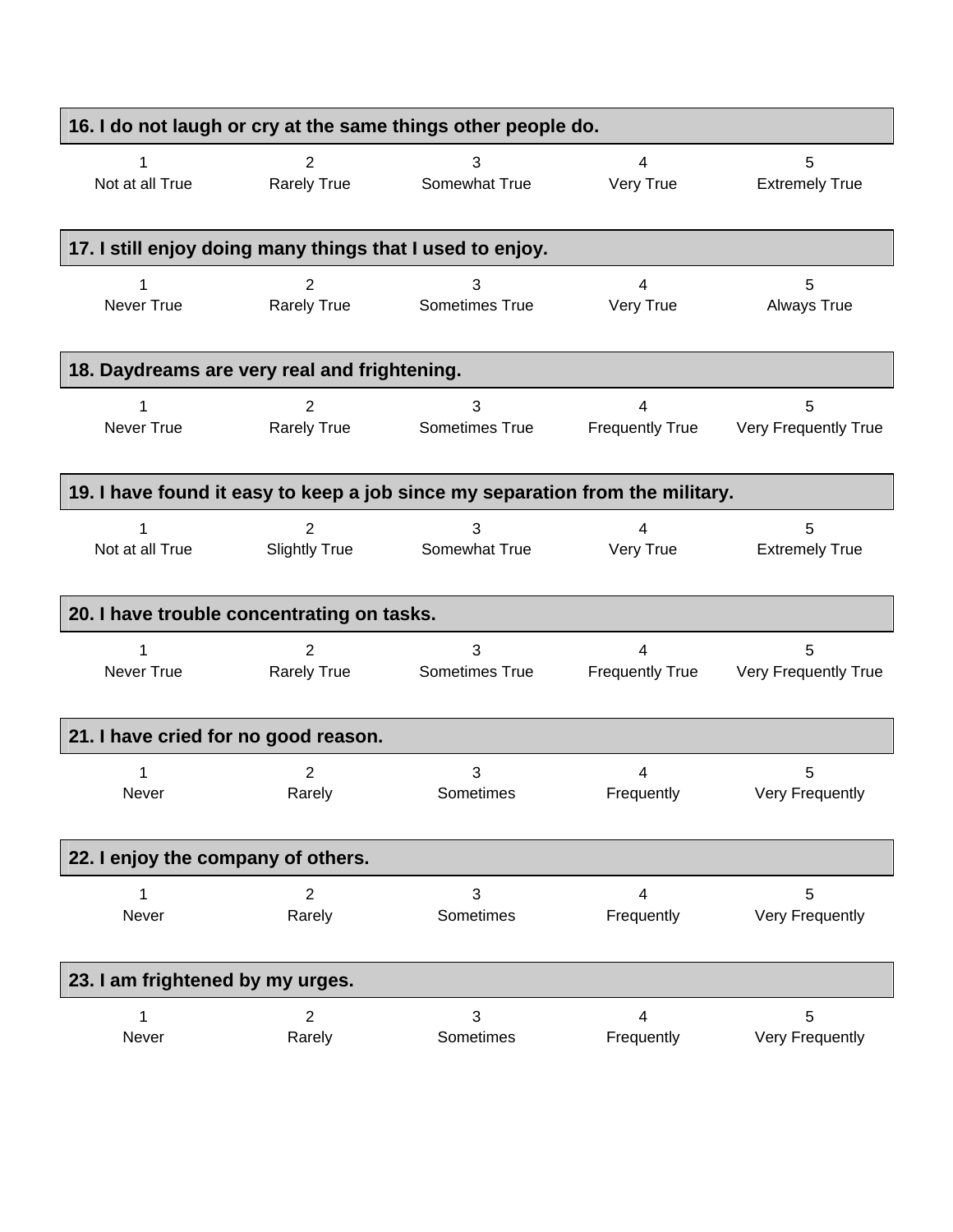**16. I do not laugh or cry at the same things other people do.**

| 1 | 2 | 3 | 4 | 5 |
|---|---|---|---|---|
| Not at all True | Rarely True | Somewhat True | Very True | Extremely True |

**17. I still enjoy doing many things that I used to enjoy.**

| 1 | 2 | 3 | 4 | 5 |
|---|---|---|---|---|
| Never True | Rarely True | Sometimes True | Very True | Always True |

**18. Daydreams are very real and frightening.**

| 1 | 2 | 3 | 4 | 5 |
|---|---|---|---|---|
| Never True | Rarely True | Sometimes True | Frequently True | Very Frequently True |

**19. I have found it easy to keep a job since my separation from the military.**

| 1 | 2 | 3 | 4 | 5 |
|---|---|---|---|---|
| Not at all True | Slightly True | Somewhat True | Very True | Extremely True |

**20. I have trouble concentrating on tasks.**

| 1 | 2 | 3 | 4 | 5 |
|---|---|---|---|---|
| Never True | Rarely True | Sometimes True | Frequently True | Very Frequently True |

**21. I have cried for no good reason.**

| 1 | 2 | 3 | 4 | 5 |
|---|---|---|---|---|
| Never | Rarely | Sometimes | Frequently | Very Frequently |

**22. I enjoy the company of others.**

| 1 | 2 | 3 | 4 | 5 |
|---|---|---|---|---|
| Never | Rarely | Sometimes | Frequently | Very Frequently |

**23. I am frightened by my urges.**

| 1 | 2 | 3 | 4 | 5 |
|---|---|---|---|---|
| Never | Rarely | Sometimes | Frequently | Very Frequently |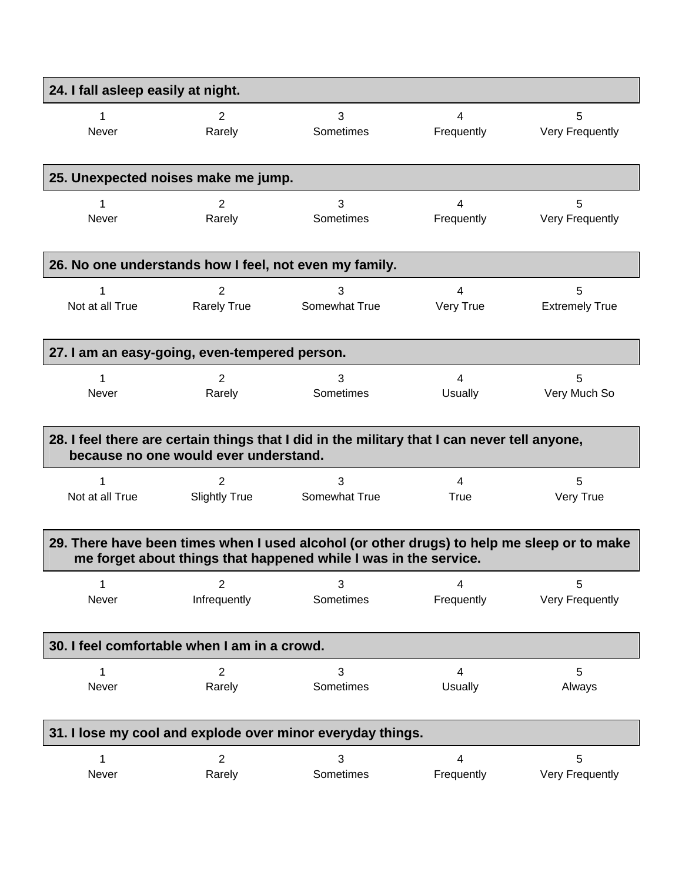**24. I fall asleep easily at night.**

| 1 | 2 | 3 | 4 | 5 |
|---|---|---|---|---|
| Never | Rarely | Sometimes | Frequently | Very Frequently |

**25. Unexpected noises make me jump.**

| 1 | 2 | 3 | 4 | 5 |
|---|---|---|---|---|
| Never | Rarely | Sometimes | Frequently | Very Frequently |

**26. No one understands how I feel, not even my family.**

| 1 | 2 | 3 | 4 | 5 |
|---|---|---|---|---|
| Not at all True | Rarely True | Somewhat True | Very True | Extremely True |

**27. I am an easy-going, even-tempered person.**

| 1 | 2 | 3 | 4 | 5 |
|---|---|---|---|---|
| Never | Rarely | Sometimes | Usually | Very Much So |

**28. I feel there are certain things that I did in the military that I can never tell anyone, because no one would ever understand.**

| 1 | 2 | 3 | 4 | 5 |
|---|---|---|---|---|
| Not at all True | Slightly True | Somewhat True | True | Very True |

**29. There have been times when I used alcohol (or other drugs) to help me sleep or to make me forget about things that happened while I was in the service.**

| 1 | 2 | 3 | 4 | 5 |
|---|---|---|---|---|
| Never | Infrequently | Sometimes | Frequently | Very Frequently |

**30. I feel comfortable when I am in a crowd.**

| 1 | 2 | 3 | 4 | 5 |
|---|---|---|---|---|
| Never | Rarely | Sometimes | Usually | Always |

**31. I lose my cool and explode over minor everyday things.**

| 1 | 2 | 3 | 4 | 5 |
|---|---|---|---|---|
| Never | Rarely | Sometimes | Frequently | Very Frequently |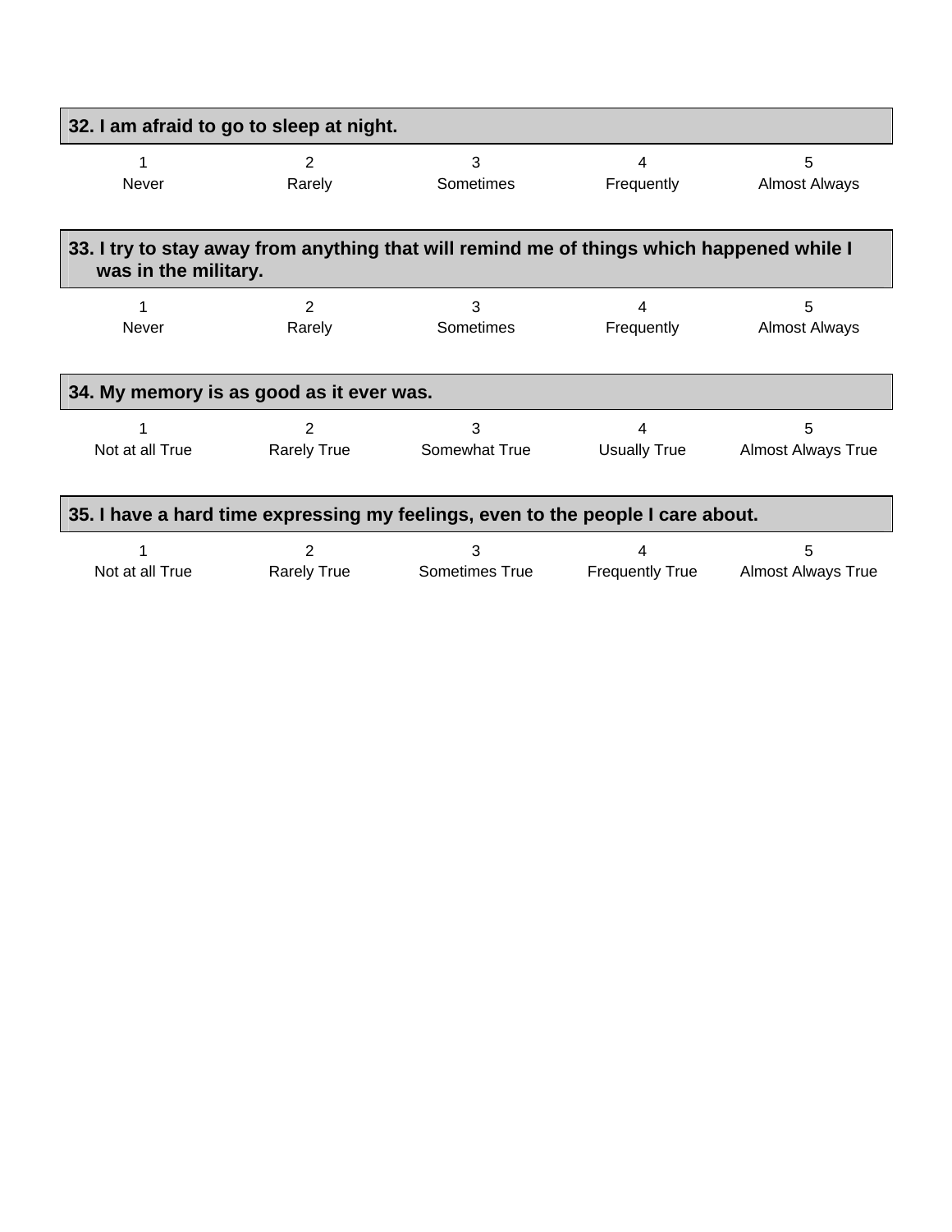**32. I am afraid to go to sleep at night.**

| | | | | |
|---|---|---|---|---|
| 1 | 2 | 3 | 4 | 5 |
| Never | Rarely | Sometimes | Frequently | Almost Always |

**33. I try to stay away from anything that will remind me of things which happened while I was in the military.**

| | | | | |
|---|---|---|---|---|
| 1 | 2 | 3 | 4 | 5 |
| Never | Rarely | Sometimes | Frequently | Almost Always |

**34. My memory is as good as it ever was.**

| | | | | |
|---|---|---|---|---|
| 1 | 2 | 3 | 4 | 5 |
| Not at all True | Rarely True | Somewhat True | Usually True | Almost Always True |

**35. I have a hard time expressing my feelings, even to the people I care about.**

| | | | | |
|---|---|---|---|---|
| 1 | 2 | 3 | 4 | 5 |
| Not at all True | Rarely True | Sometimes True | Frequently True | Almost Always True |